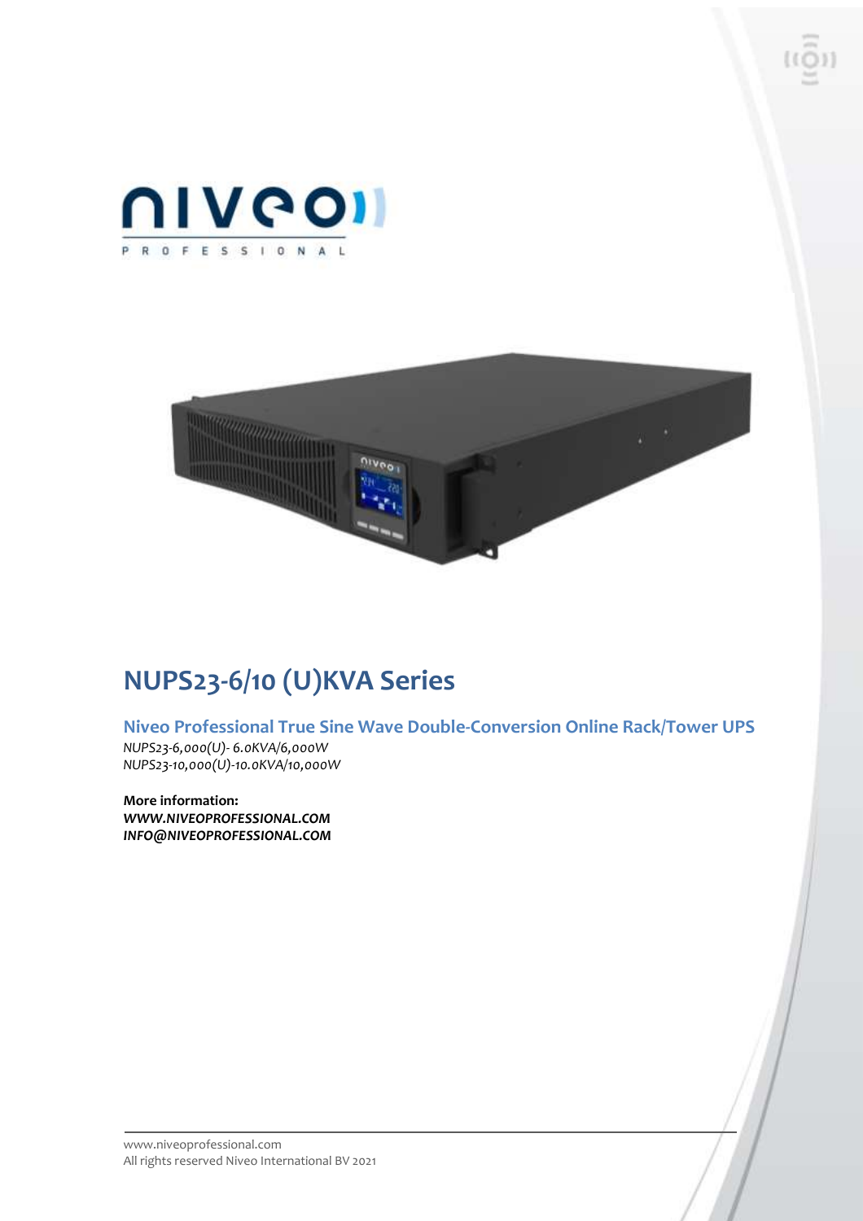# NUPS23-6/10 (U)KVA Series

## Niveo Professional True Sine Wave Double-Conversion Online Rack/Tower UPS

*NUPS23-6,000(U)- 6.0KVA/6,000W*
*NUPS23-10,000(U)-10.0KVA/10,000W*

**More information:**
***WWW.NIVEOPROFESSIONAL.COM***
***INFO@NIVEOPROFESSIONAL.COM***

www.niveoprofessional.com
All rights reserved Niveo International BV 2021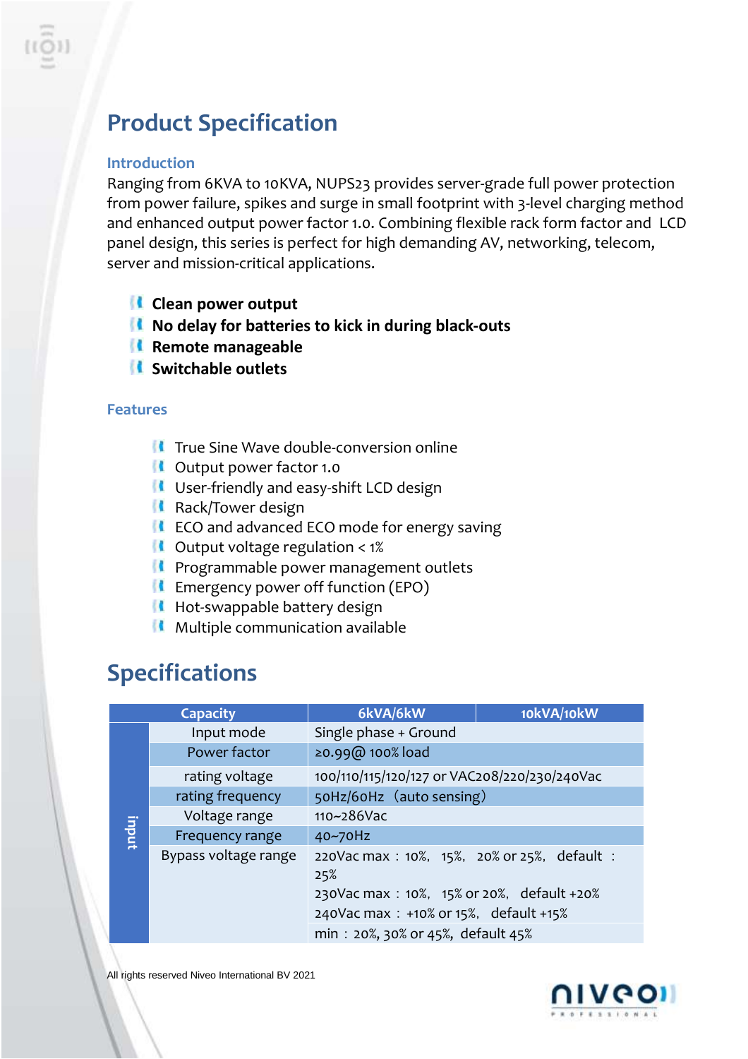# Product Specification

### Introduction

Ranging from 6KVA to 10KVA, NUPS23 provides server-grade full power protection from power failure, spikes and surge in small footprint with 3-level charging method and enhanced output power factor 1.0. Combining flexible rack form factor and LCD panel design, this series is perfect for high demanding AV, networking, telecom, server and mission-critical applications.

- **Clean power output**
- **No delay for batteries to kick in during black-outs**
- **Remote manageable**
- **Switchable outlets**

### Features

- True Sine Wave double-conversion online
- Output power factor 1.0
- User-friendly and easy-shift LCD design
- Rack/Tower design
- ECO and advanced ECO mode for energy saving
- Output voltage regulation < 1%
- Programmable power management outlets
- Emergency power off function (EPO)
- Hot-swappable battery design
- Multiple communication available

## Specifications

| Capacity | | 6kVA/6kW | 10kVA/10kW |
|---|---|---|---|
| input | Input mode | Single phase + Ground | |
| | Power factor | ≥0.99@ 100% load | |
| | rating voltage | 100/110/115/120/127 or VAC208/220/230/240Vac | |
| | rating frequency | 50Hz/60Hz （auto sensing） | |
| | Voltage range | 110~286Vac | |
| | Frequency range | 40~70Hz | |
| | Bypass voltage range | 220Vac max：10%, 15%, 20% or 25%, default：25%<br>230Vac max：10%, 15% or 20%, default +20%<br>240Vac max：+10% or 15%, default +15% | |
| | | min：20%, 30% or 45%, default 45% | |

All rights reserved Niveo International BV 2021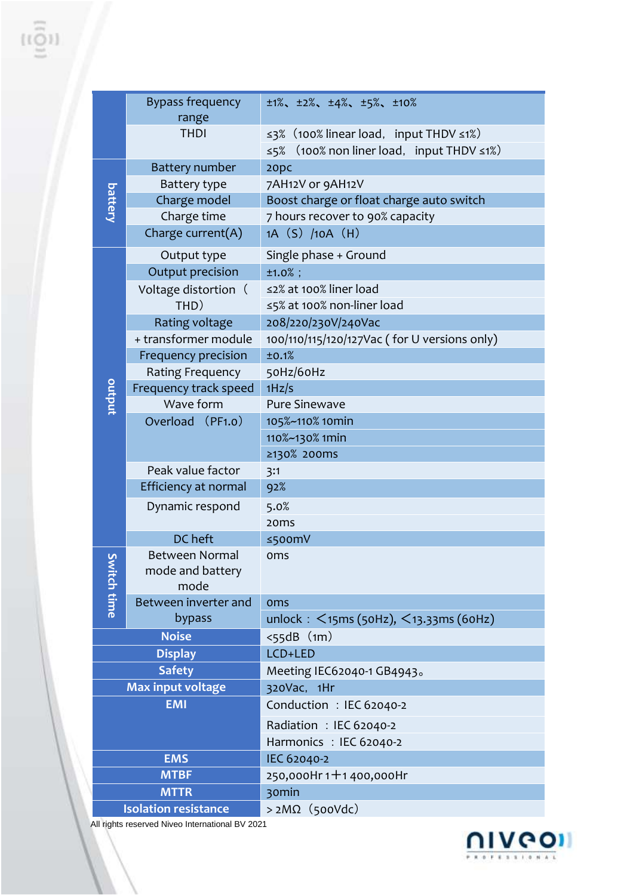| | | |
|---|---|---|
| | Bypass frequency range | ±1%、±2%、±4%、±5%、±10% |
| | THDI | ≤3%（100% linear load, input THDV ≤1%） |
| | | ≤5%（100% non liner load, input THDV ≤1%） |
| battery | Battery number | 20pc |
| | Battery type | 7AH12V or 9AH12V |
| | Charge model | Boost charge or float charge auto switch |
| | Charge time | 7 hours recover to 90% capacity |
| | Charge current(A) | 1A（S）/10A（H） |
| output | Output type | Single phase + Ground |
| | Output precision | ±1.0%； |
| | Voltage distortion（THD） | ≤2% at 100% liner load |
| | | ≤5% at 100% non-liner load |
| | Rating voltage | 208/220/230V/240Vac |
| | + transformer module | 100/110/115/120/127Vac ( for U versions only) |
| | Frequency precision | ±0.1% |
| | Rating Frequency | 50Hz/60Hz |
| | Frequency track speed | 1Hz/s |
| | Wave form | Pure Sinewave |
| | Overload（PF1.0） | 105%~110% 10min |
| | | 110%~130% 1min |
| | | ≥130% 200ms |
| | Peak value factor | 3:1 |
| | Efficiency at normal | 92% |
| | Dynamic respond | 5.0% |
| | | 20ms |
| | DC heft | ≤500mV |
| Switch time | Between Normal mode and battery mode | 0ms |
| | Between inverter and bypass | 0ms |
| | | unlock：＜15ms (50Hz), ＜13.33ms (60Hz) |
| **Noise** | | <55dB（1m） |
| **Display** | | LCD+LED |
| **Safety** | | Meeting IEC62040-1 GB4943。 |
| **Max input voltage** | | 320Vac, 1Hr |
| **EMI** | | Conduction ：IEC 62040-2 |
| | | Radiation ：IEC 62040-2 |
| | | Harmonics ：IEC 62040-2 |
| **EMS** | | IEC 62040-2 |
| **MTBF** | | 250,000Hr 1+1 400,000Hr |
| **MTTR** | | 30min |
| **Isolation resistance** | | > 2MΩ（500Vdc） |

All rights reserved Niveo International BV 2021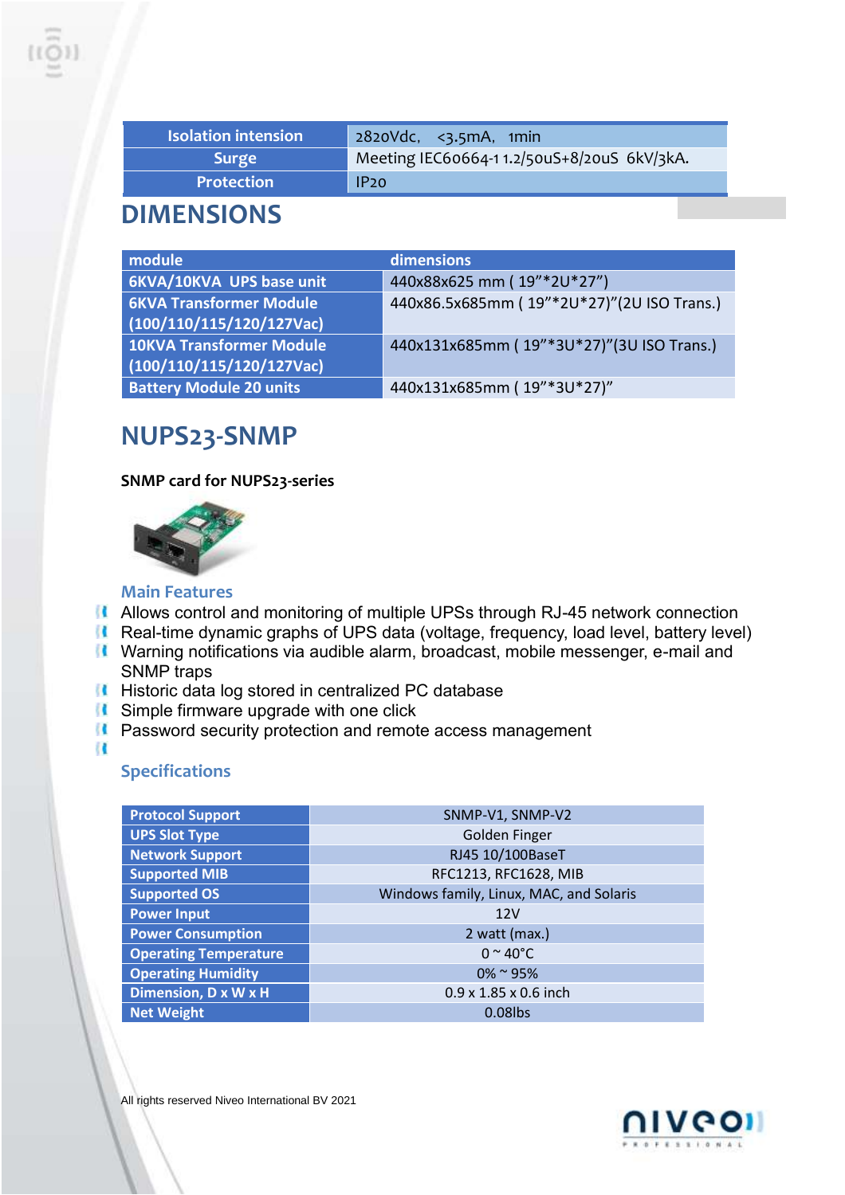| | |
|---|---|
| Isolation intension | 2820Vdc, <3.5mA, 1min |
| Surge | Meeting IEC60664-1 1.2/50uS+8/20uS 6kV/3kA. |
| Protection | IP20 |

## DIMENSIONS

| module | dimensions |
|---|---|
| 6KVA/10KVA UPS base unit | 440x88x625 mm ( 19”*2U*27”) |
| 6KVA Transformer Module (100/110/115/120/127Vac) | 440x86.5x685mm ( 19”*2U*27)”(2U ISO Trans.) |
| 10KVA Transformer Module (100/110/115/120/127Vac) | 440x131x685mm ( 19”*3U*27)”(3U ISO Trans.) |
| Battery Module 20 units | 440x131x685mm ( 19”*3U*27)” |

## NUPS23-SNMP

**SNMP card for NUPS23-series**

### Main Features

- Allows control and monitoring of multiple UPSs through RJ-45 network connection
- Real-time dynamic graphs of UPS data (voltage, frequency, load level, battery level)
- Warning notifications via audible alarm, broadcast, mobile messenger, e-mail and SNMP traps
- Historic data log stored in centralized PC database
- Simple firmware upgrade with one click
- Password security protection and remote access management

### Specifications

| | |
|---|---|
| Protocol Support | SNMP-V1, SNMP-V2 |
| UPS Slot Type | Golden Finger |
| Network Support | RJ45 10/100BaseT |
| Supported MIB | RFC1213, RFC1628, MIB |
| Supported OS | Windows family, Linux, MAC, and Solaris |
| Power Input | 12V |
| Power Consumption | 2 watt (max.) |
| Operating Temperature | 0 ~ 40°C |
| Operating Humidity | 0% ~ 95% |
| Dimension, D x W x H | 0.9 x 1.85 x 0.6 inch |
| Net Weight | 0.08lbs |

All rights reserved Niveo International BV 2021